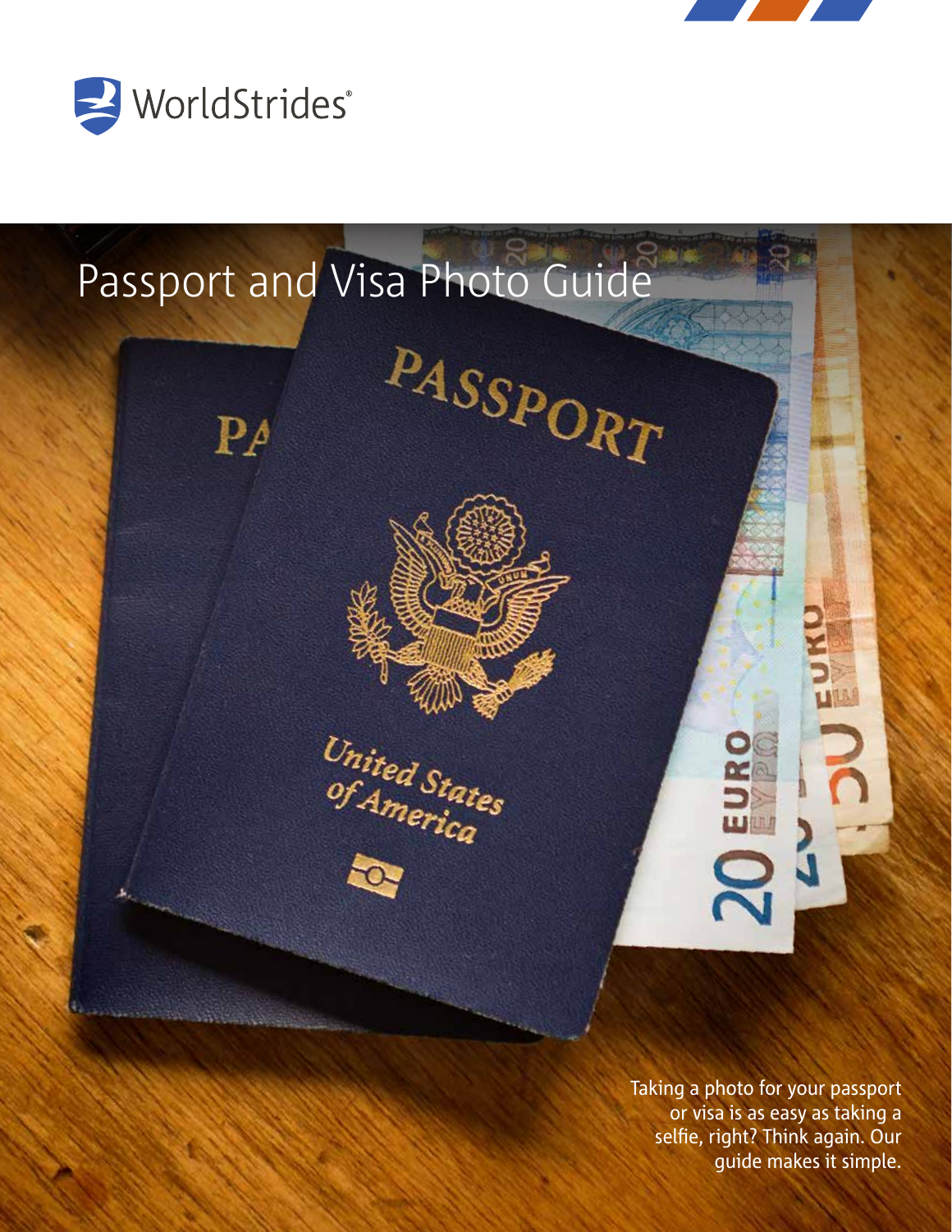WorldStrides®

# Passport and Visa Photo Guide

Taking a photo for your passport or visa is as easy as taking a selfie, right? Think again. Our guide makes it simple.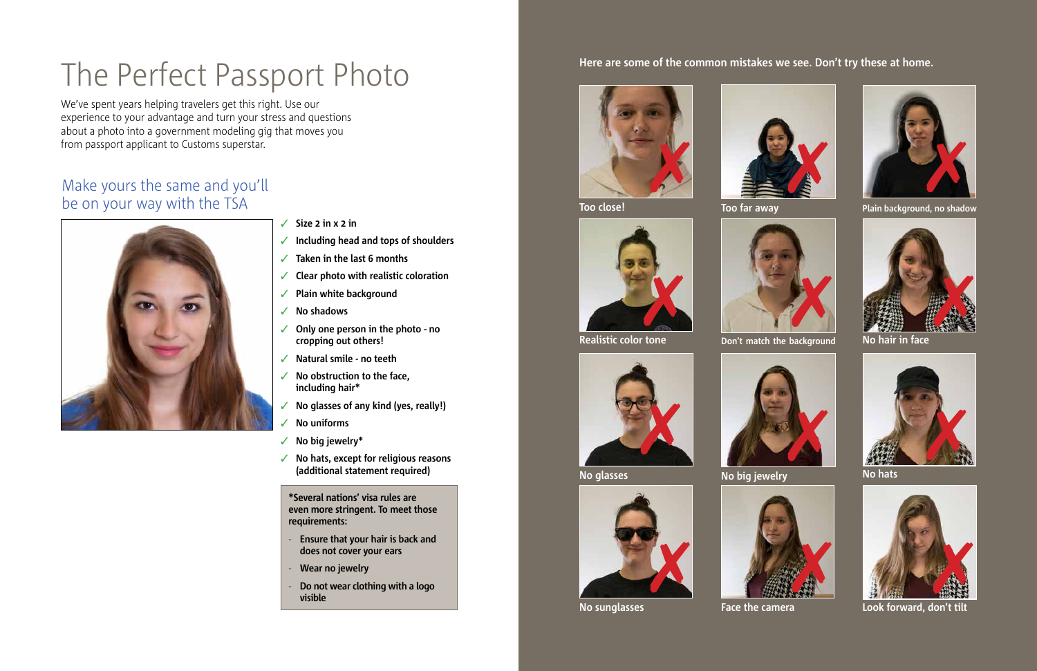# The Perfect Passport Photo

We've spent years helping travelers get this right. Use our experience to your advantage and turn your stress and questions about a photo into a government modeling gig that moves you from passport applicant to Customs superstar.

## Make yours the same and you'll be on your way with the TSA

- ✓ **Size 2 in x 2 in**
- ✓ **Including head and tops of shoulders**
- ✓ **Taken in the last 6 months**
- ✓ **Clear photo with realistic coloration**
- ✓ **Plain white background**
- ✓ **No shadows**
- ✓ **Only one person in the photo - no cropping out others!**
- ✓ **Natural smile - no teeth**
- ✓ **No obstruction to the face, including hair***
- ✓ **No glasses of any kind (yes, really!)**
- ✓ **No uniforms**
- ✓ **No big jewelry***
- ✓ **No hats, except for religious reasons (additional statement required)**

**\*Several nations' visa rules are even more stringent. To meet those requirements:**

- **Ensure that your hair is back and does not cover your ears**
- **Wear no jewelry**
- **Do not wear clothing with a logo visible**

**Here are some of the common mistakes we see. Don't try these at home.**

Too close!

Too far away

Plain background, no shadow

Realistic color tone

Don't match the background

No hair in face

No glasses

No big jewelry

No hats

No sunglasses

Face the camera

Look forward, don't tilt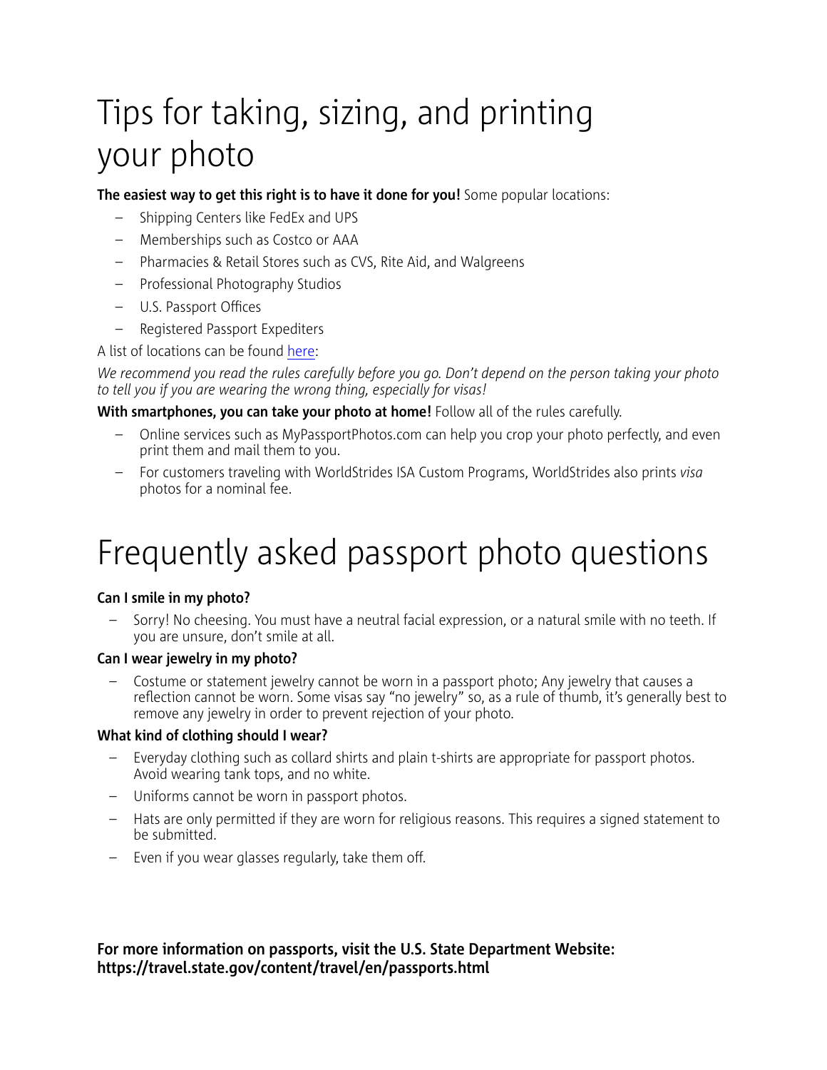# Tips for taking, sizing, and printing your photo

**The easiest way to get this right is to have it done for you!** Some popular locations:

- Shipping Centers like FedEx and UPS
- Memberships such as Costco or AAA
- Pharmacies & Retail Stores such as CVS, Rite Aid, and Walgreens
- Professional Photography Studios
- U.S. Passport Offices
- Registered Passport Expediters

A list of locations can be found here:

*We recommend you read the rules carefully before you go. Don't depend on the person taking your photo to tell you if you are wearing the wrong thing, especially for visas!*

**With smartphones, you can take your photo at home!** Follow all of the rules carefully.

- Online services such as MyPassportPhotos.com can help you crop your photo perfectly, and even print them and mail them to you.
- For customers traveling with WorldStrides ISA Custom Programs, WorldStrides also prints *visa* photos for a nominal fee.

# Frequently asked passport photo questions

**Can I smile in my photo?**

- Sorry! No cheesing. You must have a neutral facial expression, or a natural smile with no teeth. If you are unsure, don't smile at all.

**Can I wear jewelry in my photo?**

- Costume or statement jewelry cannot be worn in a passport photo; Any jewelry that causes a reflection cannot be worn. Some visas say "no jewelry" so, as a rule of thumb, it's generally best to remove any jewelry in order to prevent rejection of your photo.

**What kind of clothing should I wear?**

- Everyday clothing such as collard shirts and plain t-shirts are appropriate for passport photos. Avoid wearing tank tops, and no white.
- Uniforms cannot be worn in passport photos.
- Hats are only permitted if they are worn for religious reasons. This requires a signed statement to be submitted.
- Even if you wear glasses regularly, take them off.

**For more information on passports, visit the U.S. State Department Website: https://travel.state.gov/content/travel/en/passports.html**